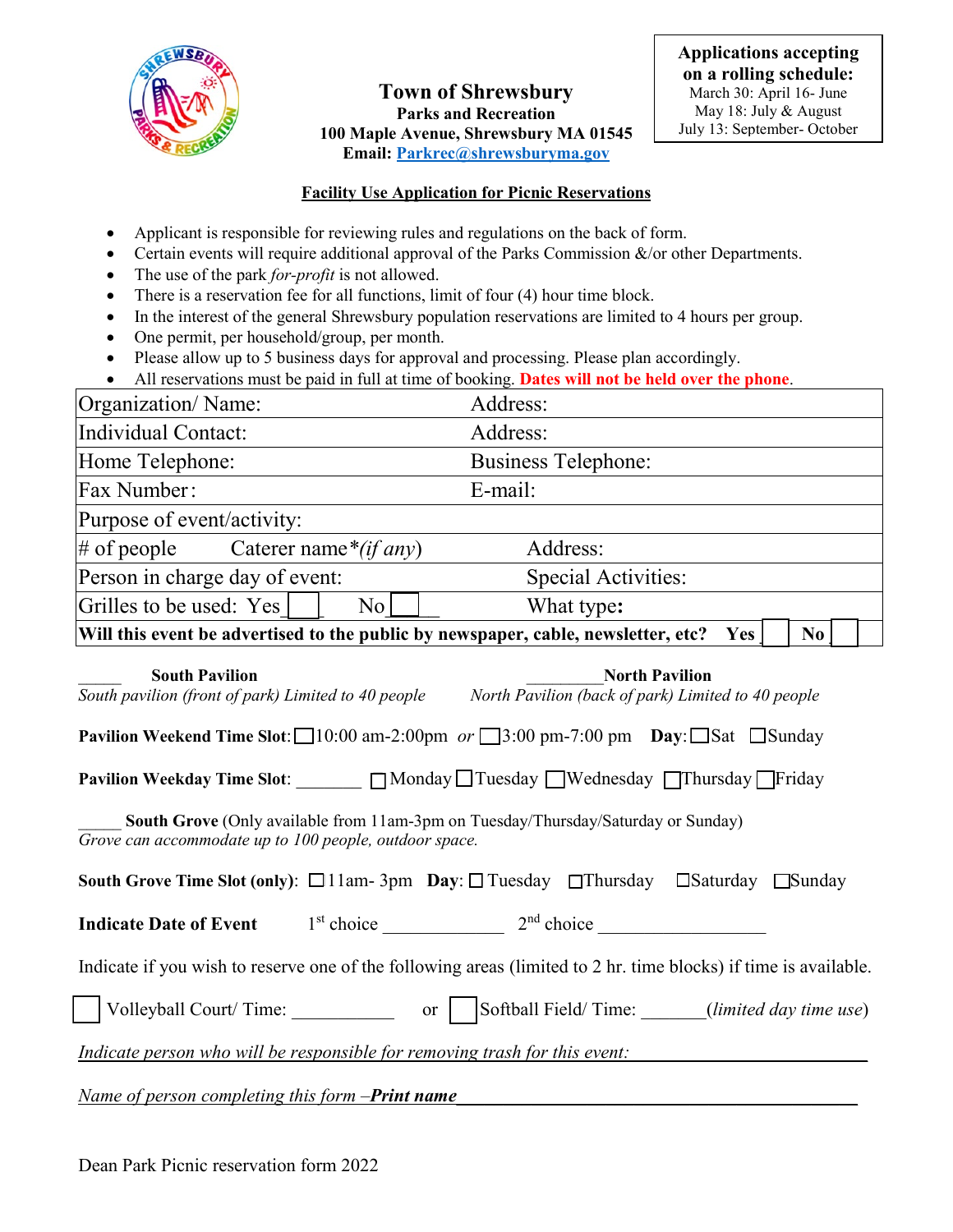**Applications accepting on a rolling schedule:**
March 30: April 16- June
May 18: July & August
July 13: September- October

# Town of Shrewsbury

**Parks and Recreation**
**100 Maple Avenue, Shrewsbury MA 01545**
**Email: Parkrec@shrewsburyma.gov**

## Facility Use Application for Picnic Reservations

- Applicant is responsible for reviewing rules and regulations on the back of form.
- Certain events will require additional approval of the Parks Commission &/or other Departments.
- The use of the park *for-profit* is not allowed.
- There is a reservation fee for all functions, limit of four (4) hour time block.
- In the interest of the general Shrewsbury population reservations are limited to 4 hours per group.
- One permit, per household/group, per month.
- Please allow up to 5 business days for approval and processing. Please plan accordingly.
- All reservations must be paid in full at time of booking. **Dates will not be held over the phone**.

| | |
|---|---|
| Organization/ Name: | Address: |
| Individual Contact: | Address: |
| Home Telephone: | Business Telephone: |
| Fax Number: | E-mail: |
| Purpose of event/activity: | |
| # of people     Caterer name*(*if any*) | Address: |
| Person in charge day of event: | Special Activities: |
| Grilles to be used: Yes ☐ No ☐ | What type**:** |
| **Will this event be advertised to the public by newspaper, cable, newsletter, etc? Yes ☐ No ☐** | |

_____ **South Pavilion**
*South pavilion (front of park) Limited to 40 people*

_________ **North Pavilion**
*North Pavilion (back of park) Limited to 40 people*

**Pavilion Weekend Time Slot**: ☐10:00 am-2:00pm *or* ☐3:00 pm-7:00 pm **Day**: ☐Sat ☐Sunday

**Pavilion Weekday Time Slot**: _______ ☐Monday ☐Tuesday ☐Wednesday ☐Thursday ☐Friday

_____ **South Grove** (Only available from 11am-3pm on Tuesday/Thursday/Saturday or Sunday)
*Grove can accommodate up to 100 people, outdoor space.*

**South Grove Time Slot (only)**: ☐11am- 3pm **Day**: ☐Tuesday ☐Thursday ☐Saturday ☐Sunday

**Indicate Date of Event** 1st choice _____________ 2nd choice __________________

Indicate if you wish to reserve one of the following areas (limited to 2 hr. time blocks) if time is available.

☐ Volleyball Court/ Time: ___________ or ☐ Softball Field/ Time: _______(*limited day time use*)

*Indicate person who will be responsible for removing trash for this event:* ______________________

*Name of person completing this form –**Print name***_____________________________________

Dean Park Picnic reservation form 2022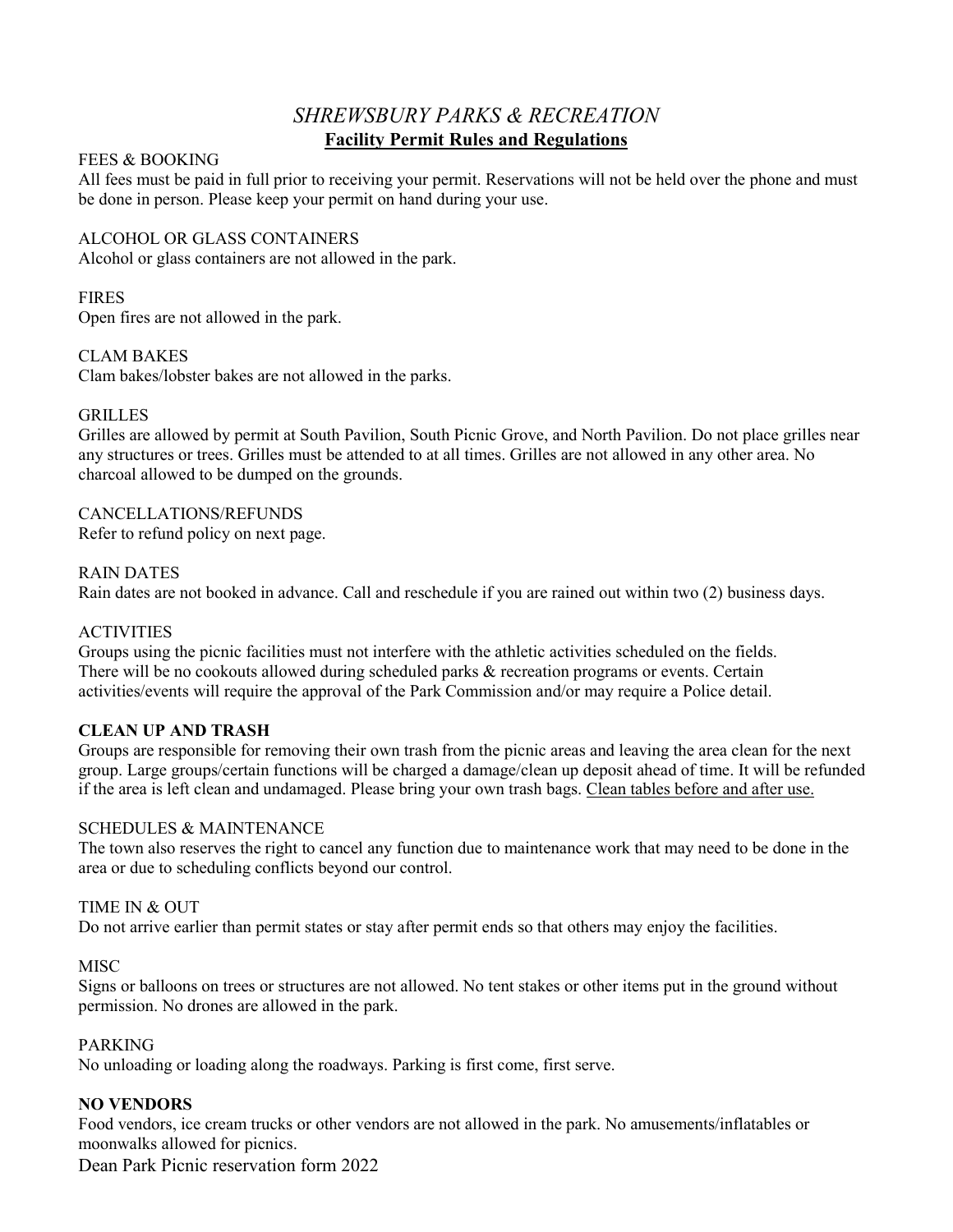# *SHREWSBURY PARKS & RECREATION*

## Facility Permit Rules and Regulations

FEES & BOOKING

All fees must be paid in full prior to receiving your permit. Reservations will not be held over the phone and must be done in person. Please keep your permit on hand during your use.

ALCOHOL OR GLASS CONTAINERS

Alcohol or glass containers are not allowed in the park.

FIRES

Open fires are not allowed in the park.

CLAM BAKES

Clam bakes/lobster bakes are not allowed in the parks.

GRILLES

Grilles are allowed by permit at South Pavilion, South Picnic Grove, and North Pavilion. Do not place grilles near any structures or trees. Grilles must be attended to at all times. Grilles are not allowed in any other area. No charcoal allowed to be dumped on the grounds.

CANCELLATIONS/REFUNDS

Refer to refund policy on next page.

RAIN DATES

Rain dates are not booked in advance. Call and reschedule if you are rained out within two (2) business days.

ACTIVITIES

Groups using the picnic facilities must not interfere with the athletic activities scheduled on the fields. There will be no cookouts allowed during scheduled parks & recreation programs or events. Certain activities/events will require the approval of the Park Commission and/or may require a Police detail.

**CLEAN UP AND TRASH**

Groups are responsible for removing their own trash from the picnic areas and leaving the area clean for the next group. Large groups/certain functions will be charged a damage/clean up deposit ahead of time. It will be refunded if the area is left clean and undamaged. Please bring your own trash bags. <u>Clean tables before and after use.</u>

SCHEDULES & MAINTENANCE

The town also reserves the right to cancel any function due to maintenance work that may need to be done in the area or due to scheduling conflicts beyond our control.

TIME IN & OUT

Do not arrive earlier than permit states or stay after permit ends so that others may enjoy the facilities.

MISC

Signs or balloons on trees or structures are not allowed. No tent stakes or other items put in the ground without permission. No drones are allowed in the park.

PARKING

No unloading or loading along the roadways. Parking is first come, first serve.

**NO VENDORS**

Food vendors, ice cream trucks or other vendors are not allowed in the park. No amusements/inflatables or moonwalks allowed for picnics.

Dean Park Picnic reservation form 2022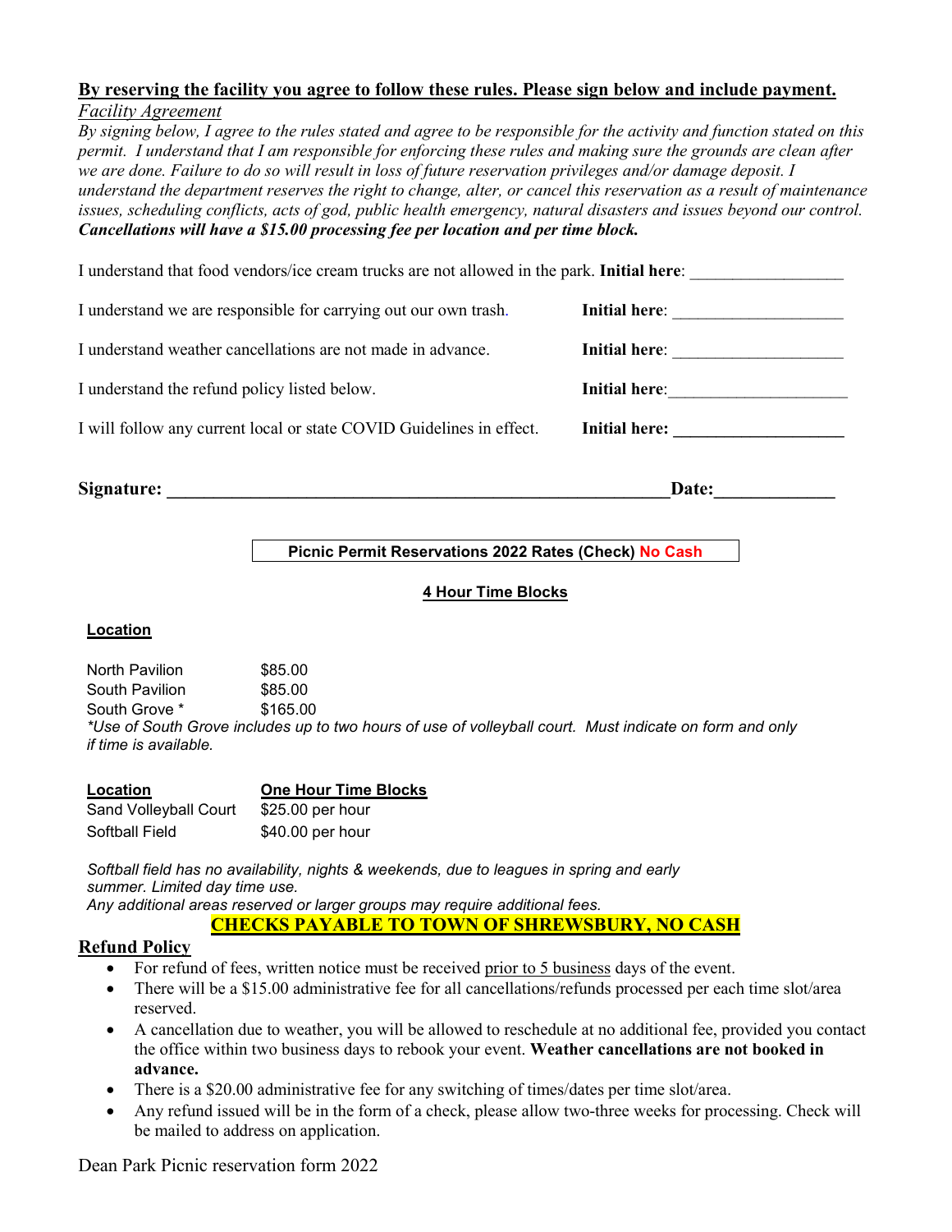**By reserving the facility you agree to follow these rules. Please sign below and include payment.**

*Facility Agreement*

*By signing below, I agree to the rules stated and agree to be responsible for the activity and function stated on this permit. I understand that I am responsible for enforcing these rules and making sure the grounds are clean after we are done. Failure to do so will result in loss of future reservation privileges and/or damage deposit. I understand the department reserves the right to change, alter, or cancel this reservation as a result of maintenance issues, scheduling conflicts, acts of god, public health emergency, natural disasters and issues beyond our control.*
***Cancellations will have a $15.00 processing fee per location and per time block.***

I understand that food vendors/ice cream trucks are not allowed in the park. **Initial here**: __________________

I understand we are responsible for carrying out our own trash. **Initial here**: ____________________

I understand weather cancellations are not made in advance. **Initial here**: ____________________

I understand the refund policy listed below. **Initial here**:_____________________

I will follow any current local or state COVID Guidelines in effect. **Initial here: ____________________**

**Signature: ___________________________________________________________Date:_____________**

**Picnic Permit Reservations 2022 Rates (Check) No Cash**

**4 Hour Time Blocks**

| **Location** | |
|---|---|
| North Pavilion | $85.00 |
| South Pavilion | $85.00 |
| South Grove * | $165.00 |

*\*Use of South Grove includes up to two hours of use of volleyball court. Must indicate on form and only if time is available.*

| **Location** | **One Hour Time Blocks** |
|---|---|
| Sand Volleyball Court | $25.00 per hour |
| Softball Field | $40.00 per hour |

*Softball field has no availability, nights & weekends, due to leagues in spring and early summer. Limited day time use.*
*Any additional areas reserved or larger groups may require additional fees.*

**CHECKS PAYABLE TO TOWN OF SHREWSBURY, NO CASH**

## Refund Policy

- For refund of fees, written notice must be received prior to 5 business days of the event.
- There will be a $15.00 administrative fee for all cancellations/refunds processed per each time slot/area reserved.
- A cancellation due to weather, you will be allowed to reschedule at no additional fee, provided you contact the office within two business days to rebook your event. **Weather cancellations are not booked in advance.**
- There is a $20.00 administrative fee for any switching of times/dates per time slot/area.
- Any refund issued will be in the form of a check, please allow two-three weeks for processing. Check will be mailed to address on application.

Dean Park Picnic reservation form 2022